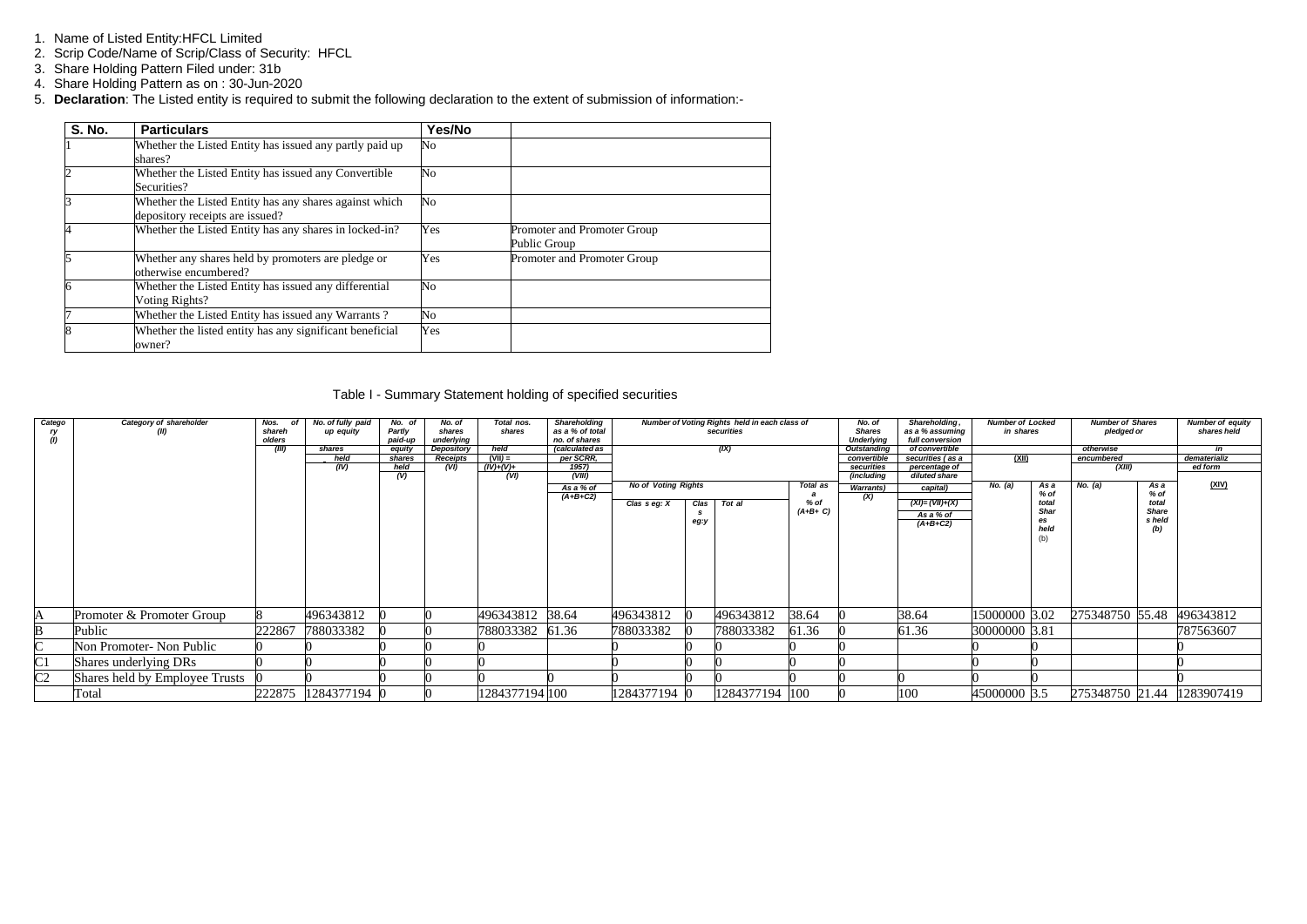1. Name of Listed Entity:HFCL Limited
2. Scrip Code/Name of Scrip/Class of Security: HFCL
3. Share Holding Pattern Filed under: 31b
4. Share Holding Pattern as on : 30-Jun-2020
5. **Declaration**: The Listed entity is required to submit the following declaration to the extent of submission of information:-

| S. No. | Particulars | Yes/No | |
|---|---|---|---|
| 1 | Whether the Listed Entity has issued any partly paid up shares? | No | |
| 2 | Whether the Listed Entity has issued any Convertible Securities? | No | |
| 3 | Whether the Listed Entity has any shares against which depository receipts are issued? | No | |
| 4 | Whether the Listed Entity has any shares in locked-in? | Yes | Promoter and Promoter Group<br>Public Group |
| 5 | Whether any shares held by promoters are pledge or otherwise encumbered? | Yes | Promoter and Promoter Group |
| 6 | Whether the Listed Entity has issued any differential Voting Rights? | No | |
| 7 | Whether the Listed Entity has issued any Warrants ? | No | |
| 8 | Whether the listed entity has any significant beneficial owner? | Yes | |

Table I - Summary Statement holding of specified securities

| Category (I) | Category of shareholder (II) | Nos. of shareholders (III) | No. of fully paid up equity shares held (IV) | No. of Partly paid-up equity shares held (V) | No. of shares underlying Depository Receipts (VI) | Total nos. shares held (VII) = (IV)+(V)+ (VI) | Shareholding as a % of total no. of shares (calculated as per SCRR, 1957) (VIII) As a % of (A+B+C2) | Number of Voting Rights held in each class of securities (IX) | | | | No. of Shares Underlying Outstanding convertible securities (including Warrants) (X) | Shareholding , as a % assuming full conversion of convertible securities ( as a percentage of diluted share capital) (XI)= (VII)+(X) As a % of (A+B+C2) | Number of Locked in shares (XII) | | Number of Shares pledged or otherwise encumbered (XIII) | | Number of equity shares held in dematerialized form (XIV) |
|---|---|---|---|---|---|---|---|---|---|---|---|---|---|---|---|---|---|---|
| | | | | | | | | No of Voting Rights | | | Total as a % of (A+B+ C) | | | No. (a) | As a % of total Shares held (b) | No. (a) | As a % of total Shares held (b) | |
| | | | | | | | | Class eg: X | Class eg:y | Total | | | | | | | | |
| A | Promoter & Promoter Group | 8 | 496343812 | 0 | 0 | 496343812 | 38.64 | 496343812 | 0 | 496343812 | 38.64 | 0 | 38.64 | 15000000 | 3.02 | 275348750 | 55.48 | 496343812 |
| B | Public | 222867 | 788033382 | 0 | 0 | 788033382 | 61.36 | 788033382 | 0 | 788033382 | 61.36 | 0 | 61.36 | 30000000 | 3.81 | | | 787563607 |
| C | Non Promoter- Non Public | 0 | 0 | 0 | 0 | 0 | | 0 | 0 | 0 | 0 | 0 | | 0 | 0 | | | 0 |
| C1 | Shares underlying DRs | 0 | 0 | 0 | 0 | 0 | | 0 | 0 | 0 | 0 | 0 | | 0 | 0 | | | 0 |
| C2 | Shares held by Employee Trusts | 0 | 0 | 0 | 0 | 0 | 0 | 0 | 0 | 0 | 0 | 0 | 0 | 0 | 0 | | | 0 |
| | Total | 222875 | 1284377194 | 0 | 0 | 1284377194 | 100 | 1284377194 | 0 | 1284377194 | 100 | 0 | 100 | 45000000 | 3.5 | 275348750 | 21.44 | 1283907419 |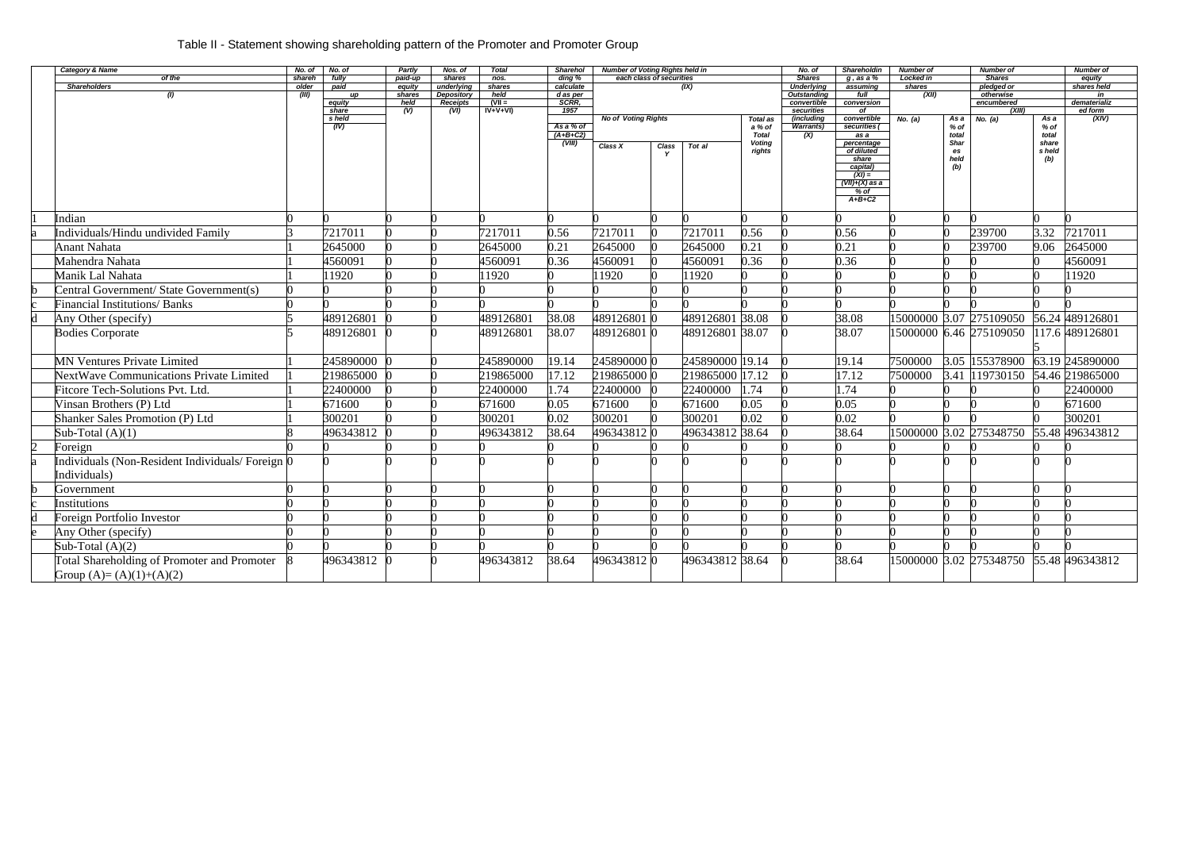Table II - Statement showing shareholding pattern of the Promoter and Promoter Group

| | Category & Name of the Shareholders (I) | No. of shareholder (III) | No. of fully paid up equity shares held (IV) | Partly paid-up equity shares held (V) | Nos. of shares underlying Depository Receipts (VI) | Total nos. shares held (VII = IV+V+VI) | Shareholding % calculated as per SCRR, 1957 As a % of (A+B+C2) (VIII) | Number of Voting Rights held in each class of securities (IX) | | | | No. of Shares Underlying Outstanding convertible securities (including Warrants) (X) | Shareholding , as a % assuming full conversion of convertible securities ( as a percentage of diluted share capital) (XI) = (VII)+(X) as a % of A+B+C2 | Number of Locked in shares (XII) | | Number of Shares pledged or otherwise encumbered (XIII) | | Number of equity shares held in dematerialized form (XIV) |
|---|---|---|---|---|---|---|---|---|---|---|---|---|---|---|---|---|---|---|
| | | | | | | | | No of Voting Rights | | | Total as a % of Total Voting rights | | | No. (a) | As a % of total Shares held (b) | No. (a) | As a % of total share s held (b) | |
| | | | | | | | | Class X | Class Y | Tot al | | | | | | | | |
| 1 | Indian | 0 | 0 | 0 | 0 | 0 | 0 | 0 | 0 | 0 | 0 | 0 | 0 | 0 | 0 | 0 | 0 | 0 |
| a | Individuals/Hindu undivided Family | 3 | 7217011 | 0 | 0 | 7217011 | 0.56 | 7217011 | 0 | 7217011 | 0.56 | 0 | 0.56 | 0 | 0 | 239700 | 3.32 | 7217011 |
| | Anant Nahata | 1 | 2645000 | 0 | 0 | 2645000 | 0.21 | 2645000 | 0 | 2645000 | 0.21 | 0 | 0.21 | 0 | 0 | 239700 | 9.06 | 2645000 |
| | Mahendra Nahata | 1 | 4560091 | 0 | 0 | 4560091 | 0.36 | 4560091 | 0 | 4560091 | 0.36 | 0 | 0.36 | 0 | 0 | 0 | 0 | 4560091 |
| | Manik Lal Nahata | 1 | 11920 | 0 | 0 | 11920 | 0 | 11920 | 0 | 11920 | 0 | 0 | 0 | 0 | 0 | 0 | 0 | 11920 |
| b | Central Government/ State Government(s) | 0 | 0 | 0 | 0 | 0 | 0 | 0 | 0 | 0 | 0 | 0 | 0 | 0 | 0 | 0 | 0 | 0 |
| c | Financial Institutions/ Banks | 0 | 0 | 0 | 0 | 0 | 0 | 0 | 0 | 0 | 0 | 0 | 0 | 0 | 0 | 0 | 0 | 0 |
| d | Any Other (specify) | 5 | 489126801 | 0 | 0 | 489126801 | 38.08 | 489126801 | 0 | 489126801 | 38.08 | 0 | 38.08 | 15000000 | 3.07 | 275109050 | 56.24 | 489126801 |
| | Bodies Corporate | 5 | 489126801 | 0 | 0 | 489126801 | 38.07 | 489126801 | 0 | 489126801 | 38.07 | 0 | 38.07 | 15000000 | 6.46 | 275109050 | 117.65 | 489126801 |
| | MN Ventures Private Limited | 1 | 245890000 | 0 | 0 | 245890000 | 19.14 | 245890000 | 0 | 245890000 | 19.14 | 0 | 19.14 | 7500000 | 3.05 | 155378900 | 63.19 | 245890000 |
| | NextWave Communications Private Limited | 1 | 219865000 | 0 | 0 | 219865000 | 17.12 | 219865000 | 0 | 219865000 | 17.12 | 0 | 17.12 | 7500000 | 3.41 | 119730150 | 54.46 | 219865000 |
| | Fitcore Tech-Solutions Pvt. Ltd. | 1 | 22400000 | 0 | 0 | 22400000 | 1.74 | 22400000 | 0 | 22400000 | 1.74 | 0 | 1.74 | 0 | 0 | 0 | 0 | 22400000 |
| | Vinsan Brothers (P) Ltd | 1 | 671600 | 0 | 0 | 671600 | 0.05 | 671600 | 0 | 671600 | 0.05 | 0 | 0.05 | 0 | 0 | 0 | 0 | 671600 |
| | Shanker Sales Promotion (P) Ltd | 1 | 300201 | 0 | 0 | 300201 | 0.02 | 300201 | 0 | 300201 | 0.02 | 0 | 0.02 | 0 | 0 | 0 | 0 | 300201 |
| | Sub-Total (A)(1) | 8 | 496343812 | 0 | 0 | 496343812 | 38.64 | 496343812 | 0 | 496343812 | 38.64 | 0 | 38.64 | 15000000 | 3.02 | 275348750 | 55.48 | 496343812 |
| 2 | Foreign | 0 | 0 | 0 | 0 | 0 | 0 | 0 | 0 | 0 | 0 | 0 | 0 | 0 | 0 | 0 | 0 | 0 |
| a | Individuals (Non-Resident Individuals/ Foreign Individuals) | 0 | 0 | 0 | 0 | 0 | 0 | 0 | 0 | 0 | 0 | 0 | 0 | 0 | 0 | 0 | 0 | 0 |
| b | Government | 0 | 0 | 0 | 0 | 0 | 0 | 0 | 0 | 0 | 0 | 0 | 0 | 0 | 0 | 0 | 0 | 0 |
| c | Institutions | 0 | 0 | 0 | 0 | 0 | 0 | 0 | 0 | 0 | 0 | 0 | 0 | 0 | 0 | 0 | 0 | 0 |
| d | Foreign Portfolio Investor | 0 | 0 | 0 | 0 | 0 | 0 | 0 | 0 | 0 | 0 | 0 | 0 | 0 | 0 | 0 | 0 | 0 |
| e | Any Other (specify) | 0 | 0 | 0 | 0 | 0 | 0 | 0 | 0 | 0 | 0 | 0 | 0 | 0 | 0 | 0 | 0 | 0 |
| | Sub-Total (A)(2) | 0 | 0 | 0 | 0 | 0 | 0 | 0 | 0 | 0 | 0 | 0 | 0 | 0 | 0 | 0 | 0 | 0 |
| | Total Shareholding of Promoter and Promoter Group (A)= (A)(1)+(A)(2) | 8 | 496343812 | 0 | 0 | 496343812 | 38.64 | 496343812 | 0 | 496343812 | 38.64 | 0 | 38.64 | 15000000 | 3.02 | 275348750 | 55.48 | 496343812 |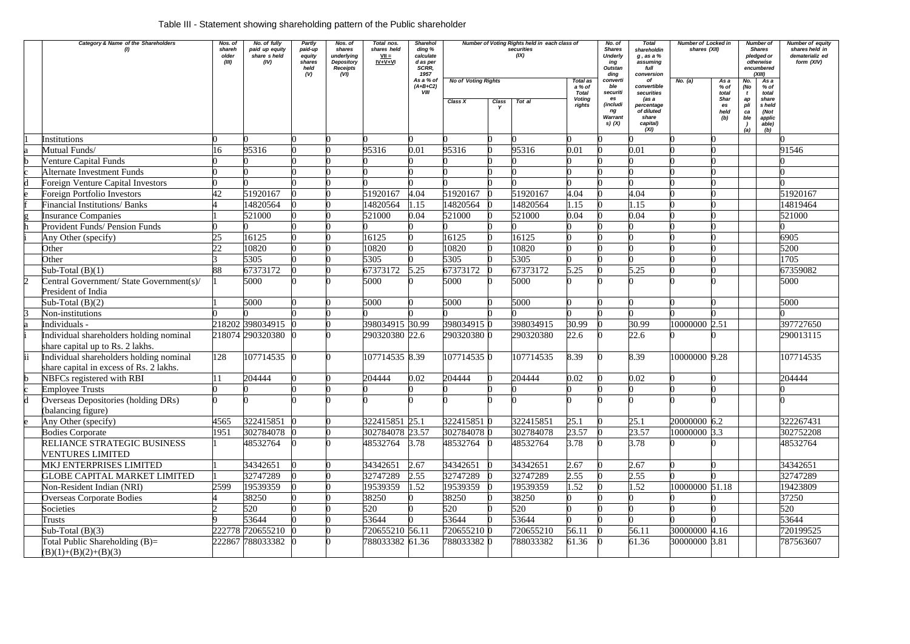Table III - Statement showing shareholding pattern of the Public shareholder

| | Category & Name of the Shareholders (I) | Nos. of shareholder (III) | No. of fully paid up equity share s held (IV) | Partly paid-up equity shares held (V) | Nos. of shares underlying Depository Receipts (VI) | Total nos. shares held VII = IV+V+VI | Shareholding % calculated as per SCRR, 1957 As a % of (A+B+C2) VIII | Number of Voting Rights held in each class of securities (IX) | | | | No. of Shares Underlying Outstanding convertible securities (including Warrants) (X) | Total shareholding , as a % assuming full conversion of convertible securities (as a percentage of diluted share capital) (XI) | Number of Locked in shares (XII) | | Number of Shares pledged or otherwise encumbered (XIII) | | Number of equity shares held in dematerialized form (XIV) |
|---|---|---|---|---|---|---|---|---|---|---|---|---|---|---|---|---|---|---|
| | | | | | | | | No of Voting Rights | | | Total as a % of Total Voting rights | | | No. (a) | As a % of total Shares held (b) | No. (Not applicable) (a) | As a % of total share s held (Not applicable) (b) | |
| | | | | | | | | Class X | Class Y | Tot al | | | | | | | | |
| 1 | Institutions | 0 | 0 | 0 | 0 | 0 | 0 | 0 | 0 | 0 | 0 | 0 | 0 | 0 | 0 | | | 0 |
| a | Mutual Funds/ | 16 | 95316 | 0 | 0 | 95316 | 0.01 | 95316 | 0 | 95316 | 0.01 | 0 | 0.01 | 0 | 0 | | | 91546 |
| b | Venture Capital Funds | 0 | 0 | 0 | 0 | 0 | 0 | 0 | 0 | 0 | 0 | 0 | 0 | 0 | 0 | | | 0 |
| c | Alternate Investment Funds | 0 | 0 | 0 | 0 | 0 | 0 | 0 | 0 | 0 | 0 | 0 | 0 | 0 | 0 | | | 0 |
| d | Foreign Venture Capital Investors | 0 | 0 | 0 | 0 | 0 | 0 | 0 | 0 | 0 | 0 | 0 | 0 | 0 | 0 | | | 0 |
| e | Foreign Portfolio Investors | 42 | 51920167 | 0 | 0 | 51920167 | 4.04 | 51920167 | 0 | 51920167 | 4.04 | 0 | 4.04 | 0 | 0 | | | 51920167 |
| f | Financial Institutions/ Banks | 4 | 14820564 | 0 | 0 | 14820564 | 1.15 | 14820564 | 0 | 14820564 | 1.15 | 0 | 1.15 | 0 | 0 | | | 14819464 |
| g | Insurance Companies | 1 | 521000 | 0 | 0 | 521000 | 0.04 | 521000 | 0 | 521000 | 0.04 | 0 | 0.04 | 0 | 0 | | | 521000 |
| h | Provident Funds/ Pension Funds | 0 | 0 | 0 | 0 | 0 | 0 | 0 | 0 | 0 | 0 | 0 | 0 | 0 | 0 | | | 0 |
| i | Any Other (specify) | 25 | 16125 | 0 | 0 | 16125 | 0 | 16125 | 0 | 16125 | 0 | 0 | 0 | 0 | 0 | | | 6905 |
| | Other | 22 | 10820 | 0 | 0 | 10820 | 0 | 10820 | 0 | 10820 | 0 | 0 | 0 | 0 | 0 | | | 5200 |
| | Other | 3 | 5305 | 0 | 0 | 5305 | 0 | 5305 | 0 | 5305 | 0 | 0 | 0 | 0 | 0 | | | 1705 |
| | Sub-Total (B)(1) | 88 | 67373172 | 0 | 0 | 67373172 | 5.25 | 67373172 | 0 | 67373172 | 5.25 | 0 | 5.25 | 0 | 0 | | | 67359082 |
| 2 | Central Government/ State Government(s)/ President of India | 1 | 5000 | 0 | 0 | 5000 | 0 | 5000 | 0 | 5000 | 0 | 0 | 0 | 0 | 0 | | | 5000 |
| | Sub-Total (B)(2) | 1 | 5000 | 0 | 0 | 5000 | 0 | 5000 | 0 | 5000 | 0 | 0 | 0 | 0 | 0 | | | 5000 |
| 3 | Non-institutions | 0 | 0 | 0 | 0 | 0 | 0 | 0 | 0 | 0 | 0 | 0 | 0 | 0 | 0 | | | 0 |
| a | Individuals - | 218202 | 398034915 | 0 | 0 | 398034915 | 30.99 | 398034915 | 0 | 398034915 | 30.99 | 0 | 30.99 | 10000000 | 2.51 | | | 397727650 |
| i | Individual shareholders holding nominal share capital up to Rs. 2 lakhs. | 218074 | 290320380 | 0 | 0 | 290320380 | 22.6 | 290320380 | 0 | 290320380 | 22.6 | 0 | 22.6 | 0 | 0 | | | 290013115 |
| ii | Individual shareholders holding nominal share capital in excess of Rs. 2 lakhs. | 128 | 107714535 | 0 | 0 | 107714535 | 8.39 | 107714535 | 0 | 107714535 | 8.39 | 0 | 8.39 | 10000000 | 9.28 | | | 107714535 |
| b | NBFCs registered with RBI | 11 | 204444 | 0 | 0 | 204444 | 0.02 | 204444 | 0 | 204444 | 0.02 | 0 | 0.02 | 0 | 0 | | | 204444 |
| c | Employee Trusts | 0 | 0 | 0 | 0 | 0 | 0 | 0 | 0 | 0 | 0 | 0 | 0 | 0 | 0 | | | 0 |
| d | Overseas Depositories (holding DRs) (balancing figure) | 0 | 0 | 0 | 0 | 0 | 0 | 0 | 0 | 0 | 0 | 0 | 0 | 0 | 0 | | | 0 |
| e | Any Other (specify) | 4565 | 322415851 | 0 | 0 | 322415851 | 25.1 | 322415851 | 0 | 322415851 | 25.1 | 0 | 25.1 | 20000000 | 6.2 | | | 322267431 |
| | Bodies Corporate | 1951 | 302784078 | 0 | 0 | 302784078 | 23.57 | 302784078 | 0 | 302784078 | 23.57 | 0 | 23.57 | 10000000 | 3.3 | | | 302752208 |
| | RELIANCE STRATEGIC BUSINESS VENTURES LIMITED | 1 | 48532764 | 0 | 0 | 48532764 | 3.78 | 48532764 | 0 | 48532764 | 3.78 | 0 | 3.78 | 0 | 0 | | | 48532764 |
| | MKJ ENTERPRISES LIMITED | 1 | 34342651 | 0 | 0 | 34342651 | 2.67 | 34342651 | 0 | 34342651 | 2.67 | 0 | 2.67 | 0 | 0 | | | 34342651 |
| | GLOBE CAPITAL MARKET LIMITED | 1 | 32747289 | 0 | 0 | 32747289 | 2.55 | 32747289 | 0 | 32747289 | 2.55 | 0 | 2.55 | 0 | 0 | | | 32747289 |
| | Non-Resident Indian (NRI) | 2599 | 19539359 | 0 | 0 | 19539359 | 1.52 | 19539359 | 0 | 19539359 | 1.52 | 0 | 1.52 | 10000000 | 51.18 | | | 19423809 |
| | Overseas Corporate Bodies | 4 | 38250 | 0 | 0 | 38250 | 0 | 38250 | 0 | 38250 | 0 | 0 | 0 | 0 | 0 | | | 37250 |
| | Societies | 2 | 520 | 0 | 0 | 520 | 0 | 520 | 0 | 520 | 0 | 0 | 0 | 0 | 0 | | | 520 |
| | Trusts | 9 | 53644 | 0 | 0 | 53644 | 0 | 53644 | 0 | 53644 | 0 | 0 | 0 | 0 | 0 | | | 53644 |
| | Sub-Total (B)(3) | 222778 | 720655210 | 0 | 0 | 720655210 | 56.11 | 720655210 | 0 | 720655210 | 56.11 | 0 | 56.11 | 30000000 | 4.16 | | | 720199525 |
| | Total Public Shareholding (B)= (B)(1)+(B)(2)+(B)(3) | 222867 | 788033382 | 0 | 0 | 788033382 | 61.36 | 788033382 | 0 | 788033382 | 61.36 | 0 | 61.36 | 30000000 | 3.81 | | | 787563607 |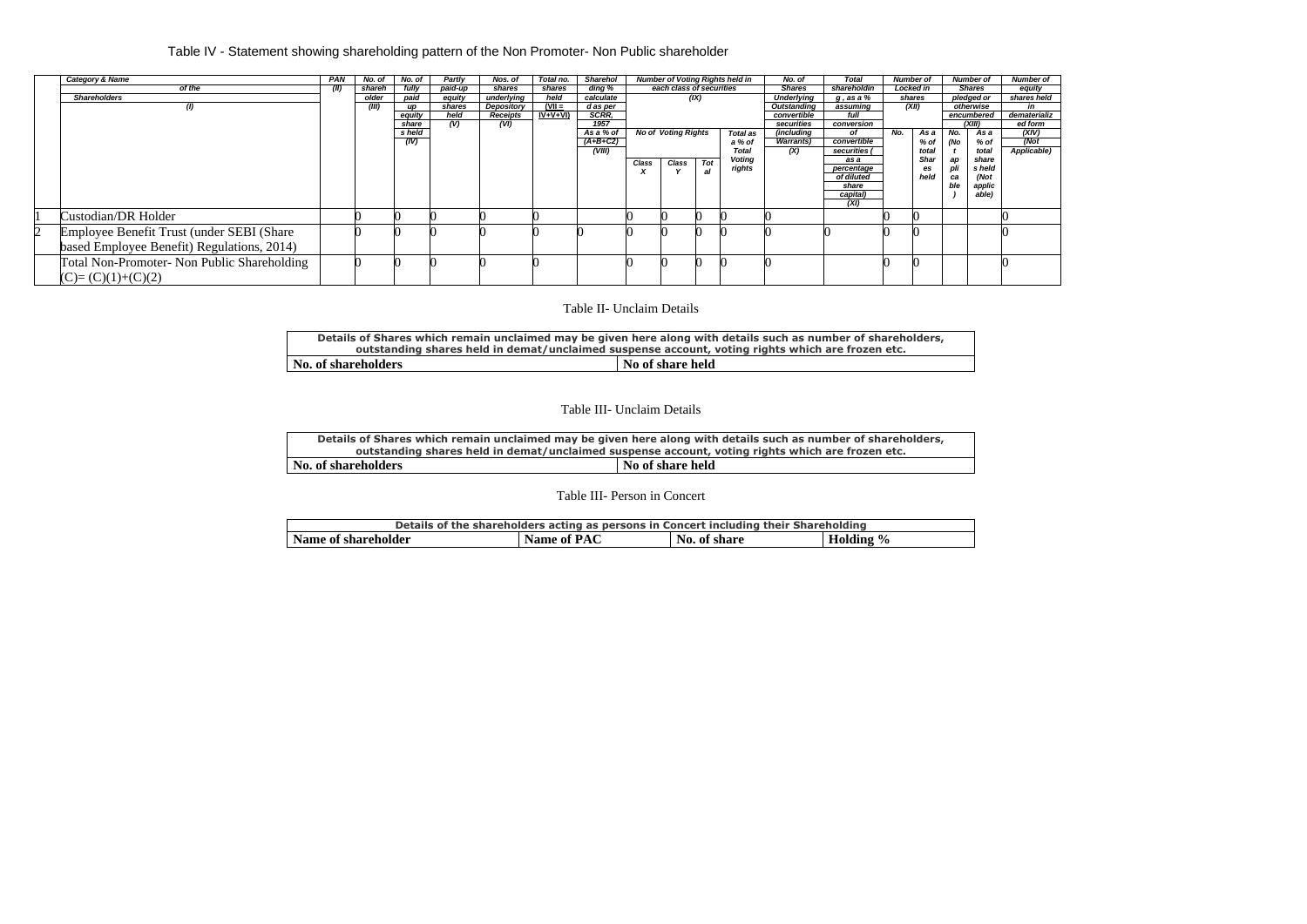Table IV - Statement showing shareholding pattern of the Non Promoter- Non Public shareholder

| | Category & Name of the Shareholders (I) | PAN (II) | No. of shareholder (III) | No. of fully paid up equity share s held (IV) | Partly paid-up equity shares held (V) | Nos. of shares underlying Depository Receipts (VI) | Total no. shares held (VII = IV+V+VI) | Shareholding % calculated as per SCRR, 1957 As a % of (A+B+C2) (VIII) | Number of Voting Rights held in each class of securities (IX) | | | | No. of Shares Underlying Outstanding convertible securities (including Warrants) (X) | Total shareholding , as a % assuming full conversion of convertible securities ( as a percentage of diluted share capital) (XI) | Number of Locked in shares (XII) | | Number of Shares pledged or otherwise encumbered (XIII) | | Number of equity shares held in dematerialized form (XIV) (Not Applicable) |
|---|---|---|---|---|---|---|---|---|---|---|---|---|---|---|---|---|---|---|---|
| | | | | | | | | | No of Voting Rights | | | Total as a % of Total Voting rights | | | No. | As a % of total Shares held | No. (Not applicable) | As a % of total share s held (Not applicable) | |
| | | | | | | | | | Class X | Class Y | Total | | | | | | | | |
| 1 | Custodian/DR Holder | | 0 | 0 | 0 | 0 | 0 | | 0 | 0 | 0 | 0 | 0 | | 0 | 0 | | | 0 |
| 2 | Employee Benefit Trust (under SEBI (Share based Employee Benefit) Regulations, 2014) | | 0 | 0 | 0 | 0 | 0 | 0 | 0 | 0 | 0 | 0 | 0 | 0 | 0 | 0 | | | 0 |
| | Total Non-Promoter- Non Public Shareholding (C)= (C)(1)+(C)(2) | | 0 | 0 | 0 | 0 | 0 | | 0 | 0 | 0 | 0 | 0 | | 0 | 0 | | | 0 |

Table II- Unclaim Details

| Details of Shares which remain unclaimed may be given here along with details such as number of shareholders, outstanding shares held in demat/unclaimed suspense account, voting rights which are frozen etc. | |
|---|---|
| **No. of shareholders** | **No of share held** |

Table III- Unclaim Details

| Details of Shares which remain unclaimed may be given here along with details such as number of shareholders, outstanding shares held in demat/unclaimed suspense account, voting rights which are frozen etc. | |
|---|---|
| **No. of shareholders** | **No of share held** |

Table III- Person in Concert

| Details of the shareholders acting as persons in Concert including their Shareholding | | | |
|---|---|---|---|
| **Name of shareholder** | **Name of PAC** | **No. of share** | **Holding %** |